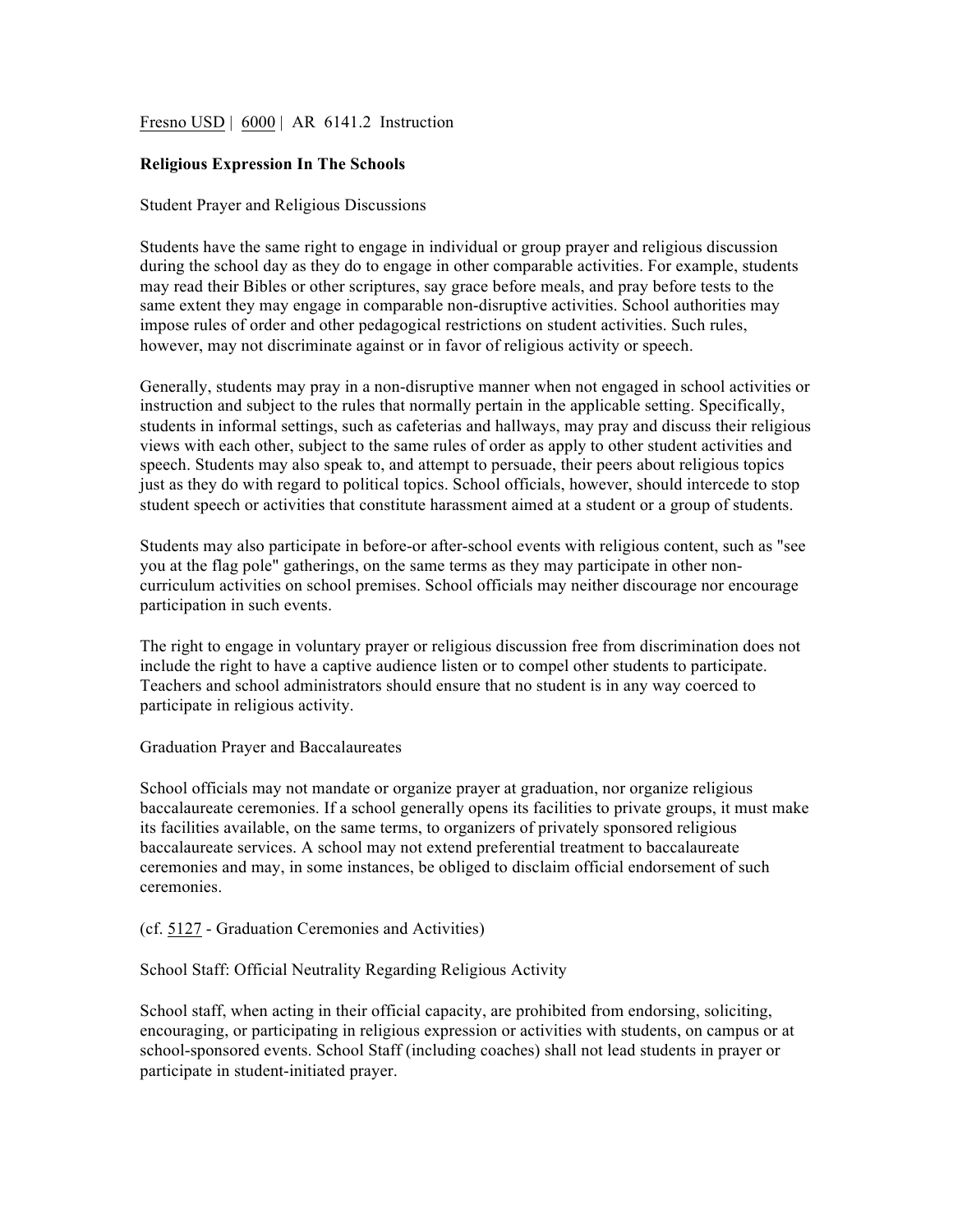Fresno USD | 6000 | AR 6141.2 Instruction

**Religious Expression In The Schools**

Student Prayer and Religious Discussions

Students have the same right to engage in individual or group prayer and religious discussion during the school day as they do to engage in other comparable activities. For example, students may read their Bibles or other scriptures, say grace before meals, and pray before tests to the same extent they may engage in comparable non-disruptive activities. School authorities may impose rules of order and other pedagogical restrictions on student activities. Such rules, however, may not discriminate against or in favor of religious activity or speech.

Generally, students may pray in a non-disruptive manner when not engaged in school activities or instruction and subject to the rules that normally pertain in the applicable setting. Specifically, students in informal settings, such as cafeterias and hallways, may pray and discuss their religious views with each other, subject to the same rules of order as apply to other student activities and speech. Students may also speak to, and attempt to persuade, their peers about religious topics just as they do with regard to political topics. School officials, however, should intercede to stop student speech or activities that constitute harassment aimed at a student or a group of students.

Students may also participate in before-or after-school events with religious content, such as "see you at the flag pole" gatherings, on the same terms as they may participate in other non-curriculum activities on school premises. School officials may neither discourage nor encourage participation in such events.

The right to engage in voluntary prayer or religious discussion free from discrimination does not include the right to have a captive audience listen or to compel other students to participate. Teachers and school administrators should ensure that no student is in any way coerced to participate in religious activity.

Graduation Prayer and Baccalaureates

School officials may not mandate or organize prayer at graduation, nor organize religious baccalaureate ceremonies. If a school generally opens its facilities to private groups, it must make its facilities available, on the same terms, to organizers of privately sponsored religious baccalaureate services. A school may not extend preferential treatment to baccalaureate ceremonies and may, in some instances, be obliged to disclaim official endorsement of such ceremonies.

(cf. 5127 - Graduation Ceremonies and Activities)

School Staff: Official Neutrality Regarding Religious Activity

School staff, when acting in their official capacity, are prohibited from endorsing, soliciting, encouraging, or participating in religious expression or activities with students, on campus or at school-sponsored events. School Staff (including coaches) shall not lead students in prayer or participate in student-initiated prayer.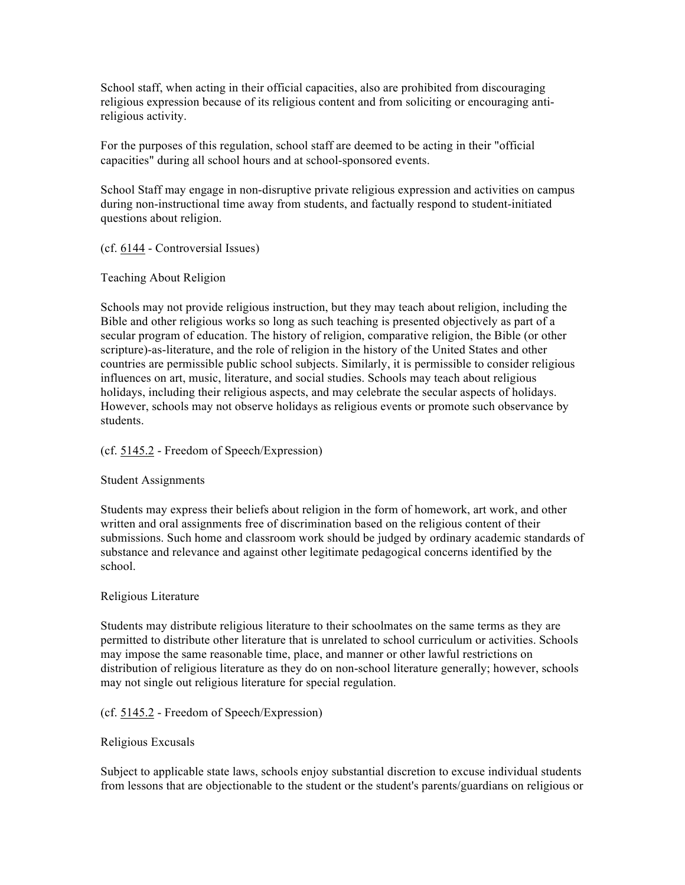School staff, when acting in their official capacities, also are prohibited from discouraging religious expression because of its religious content and from soliciting or encouraging anti-religious activity.

For the purposes of this regulation, school staff are deemed to be acting in their "official capacities" during all school hours and at school-sponsored events.

School Staff may engage in non-disruptive private religious expression and activities on campus during non-instructional time away from students, and factually respond to student-initiated questions about religion.

(cf. 6144 - Controversial Issues)

Teaching About Religion

Schools may not provide religious instruction, but they may teach about religion, including the Bible and other religious works so long as such teaching is presented objectively as part of a secular program of education. The history of religion, comparative religion, the Bible (or other scripture)-as-literature, and the role of religion in the history of the United States and other countries are permissible public school subjects. Similarly, it is permissible to consider religious influences on art, music, literature, and social studies. Schools may teach about religious holidays, including their religious aspects, and may celebrate the secular aspects of holidays. However, schools may not observe holidays as religious events or promote such observance by students.

(cf. 5145.2 - Freedom of Speech/Expression)

Student Assignments

Students may express their beliefs about religion in the form of homework, art work, and other written and oral assignments free of discrimination based on the religious content of their submissions. Such home and classroom work should be judged by ordinary academic standards of substance and relevance and against other legitimate pedagogical concerns identified by the school.

Religious Literature

Students may distribute religious literature to their schoolmates on the same terms as they are permitted to distribute other literature that is unrelated to school curriculum or activities. Schools may impose the same reasonable time, place, and manner or other lawful restrictions on distribution of religious literature as they do on non-school literature generally; however, schools may not single out religious literature for special regulation.

(cf. 5145.2 - Freedom of Speech/Expression)

Religious Excusals

Subject to applicable state laws, schools enjoy substantial discretion to excuse individual students from lessons that are objectionable to the student or the student's parents/guardians on religious or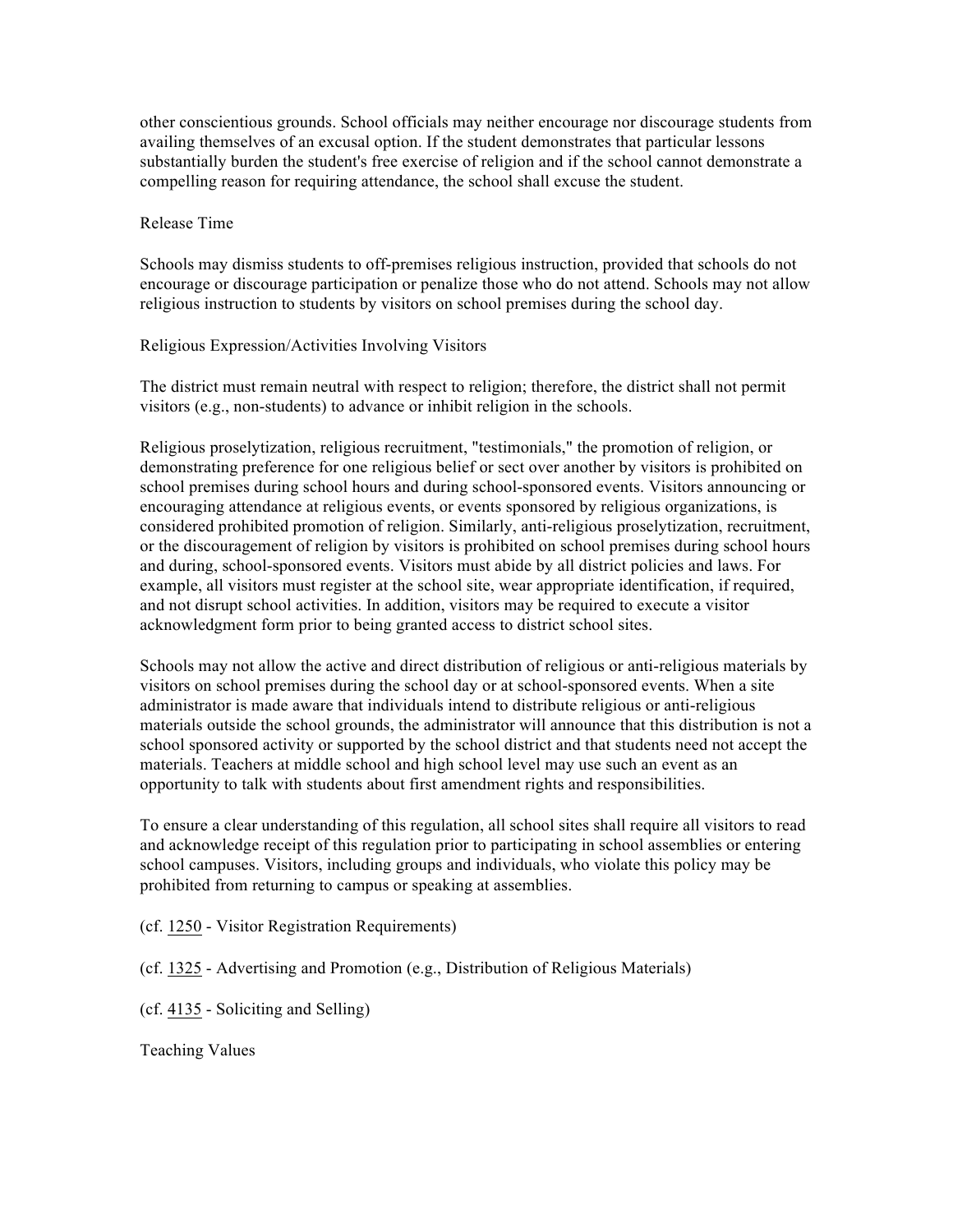other conscientious grounds. School officials may neither encourage nor discourage students from availing themselves of an excusal option. If the student demonstrates that particular lessons substantially burden the student's free exercise of religion and if the school cannot demonstrate a compelling reason for requiring attendance, the school shall excuse the student.

Release Time

Schools may dismiss students to off-premises religious instruction, provided that schools do not encourage or discourage participation or penalize those who do not attend. Schools may not allow religious instruction to students by visitors on school premises during the school day.

Religious Expression/Activities Involving Visitors

The district must remain neutral with respect to religion; therefore, the district shall not permit visitors (e.g., non-students) to advance or inhibit religion in the schools.

Religious proselytization, religious recruitment, "testimonials," the promotion of religion, or demonstrating preference for one religious belief or sect over another by visitors is prohibited on school premises during school hours and during school-sponsored events. Visitors announcing or encouraging attendance at religious events, or events sponsored by religious organizations, is considered prohibited promotion of religion. Similarly, anti-religious proselytization, recruitment, or the discouragement of religion by visitors is prohibited on school premises during school hours and during, school-sponsored events. Visitors must abide by all district policies and laws. For example, all visitors must register at the school site, wear appropriate identification, if required, and not disrupt school activities. In addition, visitors may be required to execute a visitor acknowledgment form prior to being granted access to district school sites.

Schools may not allow the active and direct distribution of religious or anti-religious materials by visitors on school premises during the school day or at school-sponsored events. When a site administrator is made aware that individuals intend to distribute religious or anti-religious materials outside the school grounds, the administrator will announce that this distribution is not a school sponsored activity or supported by the school district and that students need not accept the materials. Teachers at middle school and high school level may use such an event as an opportunity to talk with students about first amendment rights and responsibilities.

To ensure a clear understanding of this regulation, all school sites shall require all visitors to read and acknowledge receipt of this regulation prior to participating in school assemblies or entering school campuses. Visitors, including groups and individuals, who violate this policy may be prohibited from returning to campus or speaking at assemblies.

(cf. 1250 - Visitor Registration Requirements)

(cf. 1325 - Advertising and Promotion (e.g., Distribution of Religious Materials)

(cf. 4135 - Soliciting and Selling)

Teaching Values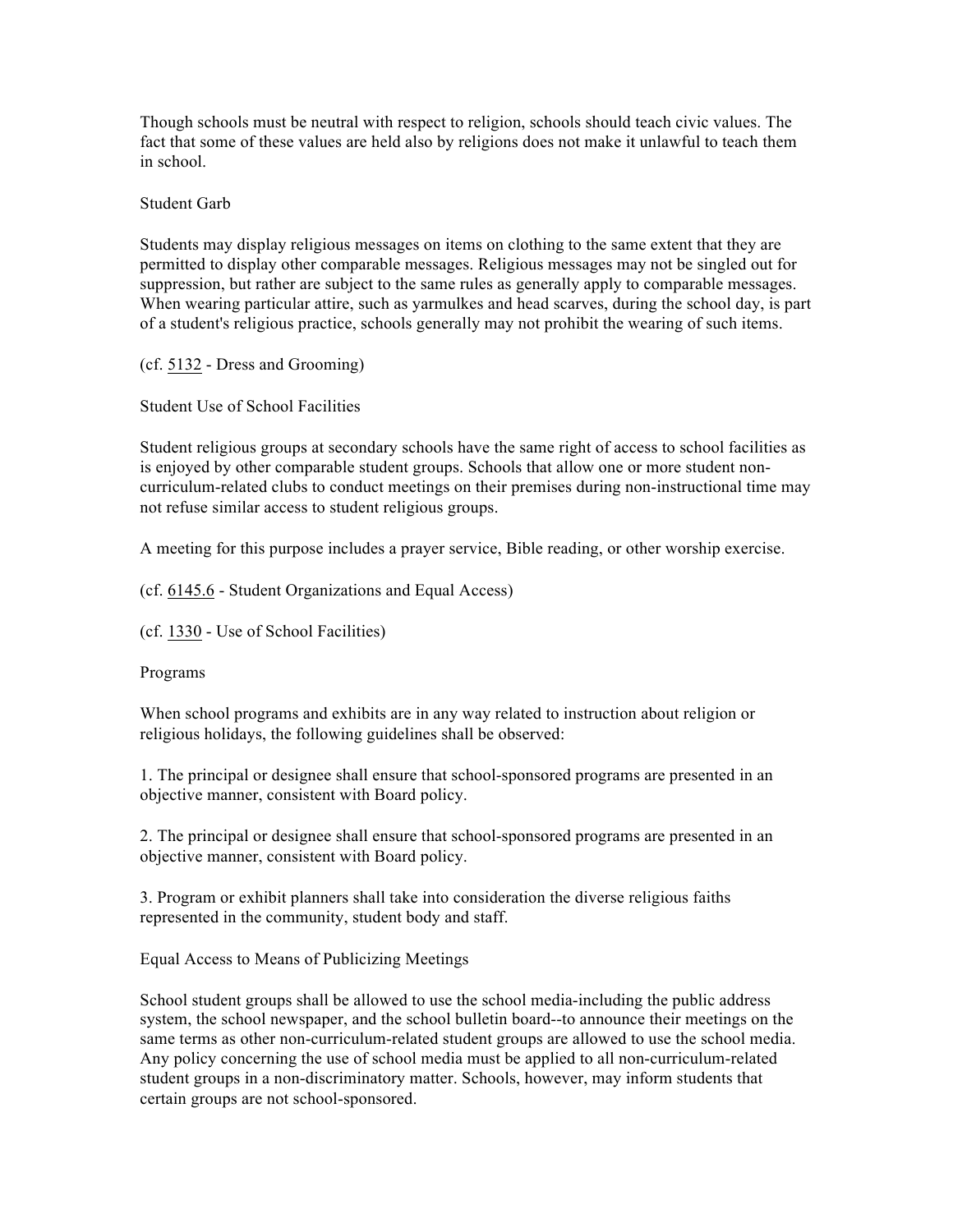Though schools must be neutral with respect to religion, schools should teach civic values. The fact that some of these values are held also by religions does not make it unlawful to teach them in school.

## Student Garb

Students may display religious messages on items on clothing to the same extent that they are permitted to display other comparable messages. Religious messages may not be singled out for suppression, but rather are subject to the same rules as generally apply to comparable messages. When wearing particular attire, such as yarmulkes and head scarves, during the school day, is part of a student's religious practice, schools generally may not prohibit the wearing of such items.

(cf. 5132 - Dress and Grooming)

## Student Use of School Facilities

Student religious groups at secondary schools have the same right of access to school facilities as is enjoyed by other comparable student groups. Schools that allow one or more student non-curriculum-related clubs to conduct meetings on their premises during non-instructional time may not refuse similar access to student religious groups.

A meeting for this purpose includes a prayer service, Bible reading, or other worship exercise.

(cf. 6145.6 - Student Organizations and Equal Access)

(cf. 1330 - Use of School Facilities)

## Programs

When school programs and exhibits are in any way related to instruction about religion or religious holidays, the following guidelines shall be observed:

1. The principal or designee shall ensure that school-sponsored programs are presented in an objective manner, consistent with Board policy.

2. The principal or designee shall ensure that school-sponsored programs are presented in an objective manner, consistent with Board policy.

3. Program or exhibit planners shall take into consideration the diverse religious faiths represented in the community, student body and staff.

## Equal Access to Means of Publicizing Meetings

School student groups shall be allowed to use the school media-including the public address system, the school newspaper, and the school bulletin board--to announce their meetings on the same terms as other non-curriculum-related student groups are allowed to use the school media. Any policy concerning the use of school media must be applied to all non-curriculum-related student groups in a non-discriminatory matter. Schools, however, may inform students that certain groups are not school-sponsored.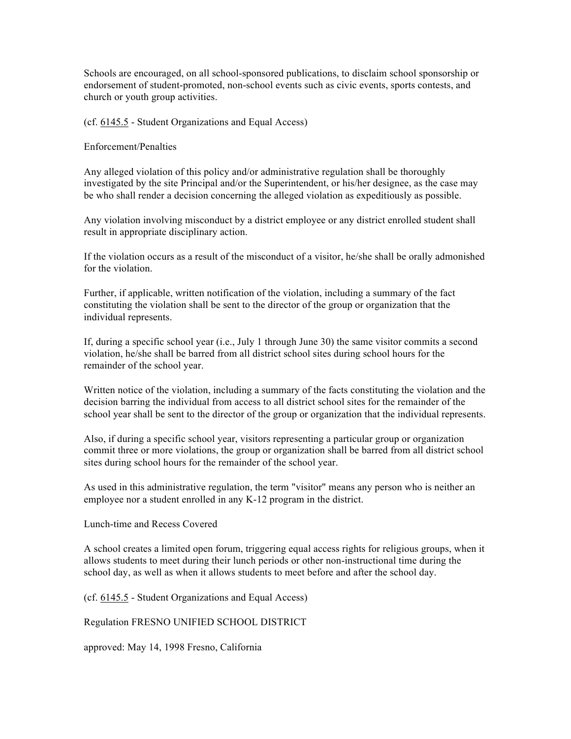Schools are encouraged, on all school-sponsored publications, to disclaim school sponsorship or endorsement of student-promoted, non-school events such as civic events, sports contests, and church or youth group activities.

(cf. 6145.5 - Student Organizations and Equal Access)

Enforcement/Penalties

Any alleged violation of this policy and/or administrative regulation shall be thoroughly investigated by the site Principal and/or the Superintendent, or his/her designee, as the case may be who shall render a decision concerning the alleged violation as expeditiously as possible.

Any violation involving misconduct by a district employee or any district enrolled student shall result in appropriate disciplinary action.

If the violation occurs as a result of the misconduct of a visitor, he/she shall be orally admonished for the violation.

Further, if applicable, written notification of the violation, including a summary of the fact constituting the violation shall be sent to the director of the group or organization that the individual represents.

If, during a specific school year (i.e., July 1 through June 30) the same visitor commits a second violation, he/she shall be barred from all district school sites during school hours for the remainder of the school year.

Written notice of the violation, including a summary of the facts constituting the violation and the decision barring the individual from access to all district school sites for the remainder of the school year shall be sent to the director of the group or organization that the individual represents.

Also, if during a specific school year, visitors representing a particular group or organization commit three or more violations, the group or organization shall be barred from all district school sites during school hours for the remainder of the school year.

As used in this administrative regulation, the term "visitor" means any person who is neither an employee nor a student enrolled in any K-12 program in the district.

Lunch-time and Recess Covered

A school creates a limited open forum, triggering equal access rights for religious groups, when it allows students to meet during their lunch periods or other non-instructional time during the school day, as well as when it allows students to meet before and after the school day.

(cf. 6145.5 - Student Organizations and Equal Access)

Regulation FRESNO UNIFIED SCHOOL DISTRICT

approved: May 14, 1998 Fresno, California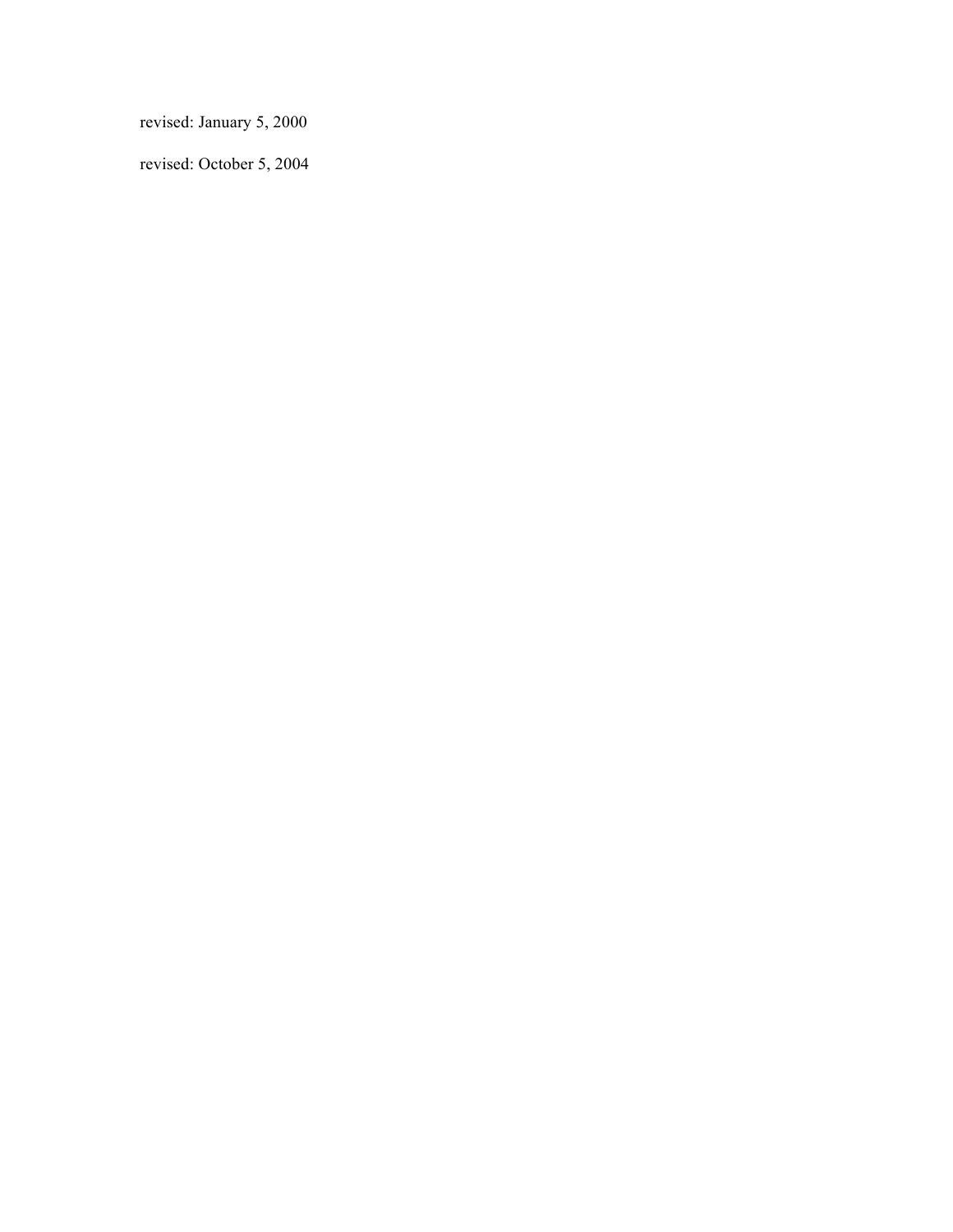revised: January 5, 2000

revised: October 5, 2004